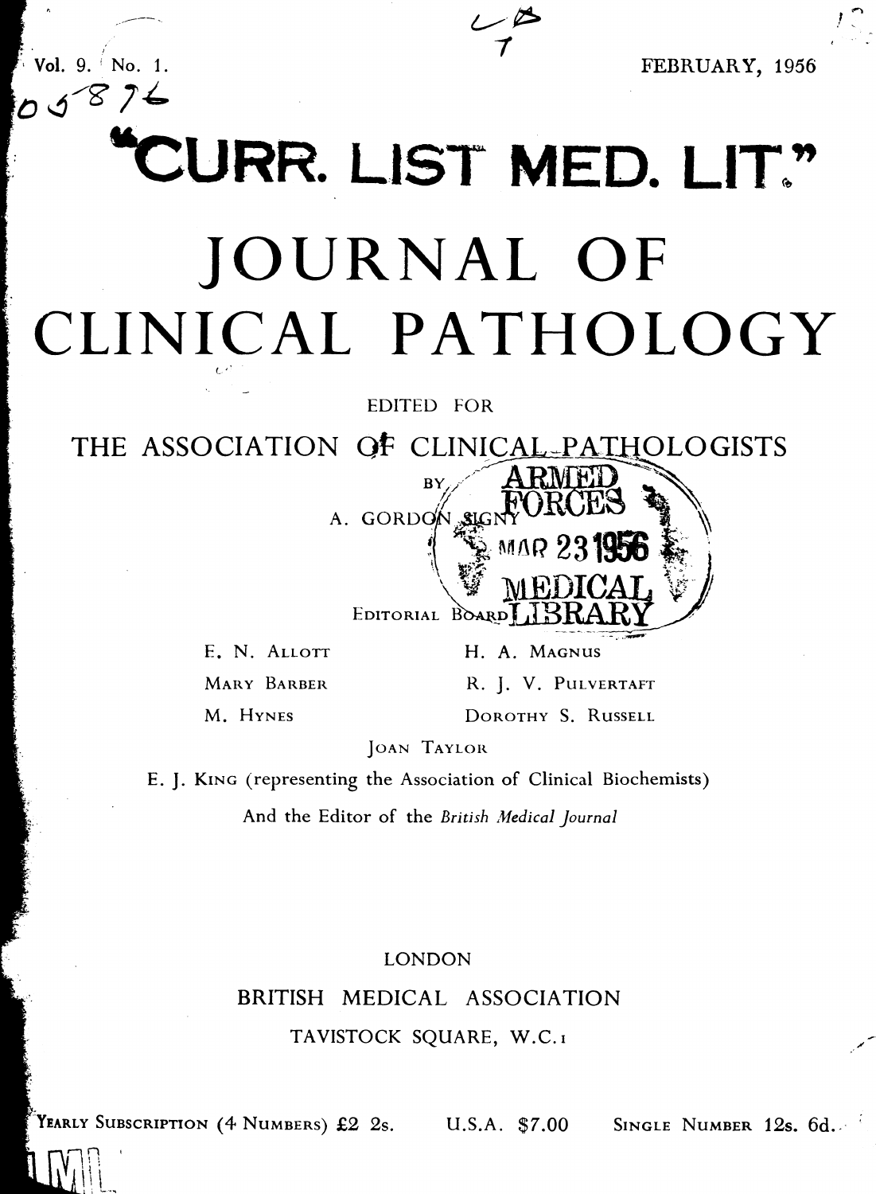Vol. 9. No. 1. FEBRUARY, 1956

# "CURR. LIST MED. LIT."

# JOURNAL OF CLINICAL PATHOLOGY

EDITED FOR

THE ASSOCIATION OF CLINICAL PATHOLOGISTS

BY

A. GORDON SIGNY

ARMED FORCES MAR 23 1956 MEDICAL LIBRARY

EDITORIAL BOARD

| | |
|---|---|
| E. N. ALLOTT | H. A. MAGNUS |
| MARY BARBER | R. J. V. PULVERTAFT |
| M. HYNES | DOROTHY S. RUSSELL |

JOAN TAYLOR

E. J. KING (representing the Association of Clinical Biochemists)

And the Editor of the *British Medical Journal*

LONDON

BRITISH MEDICAL ASSOCIATION

TAVISTOCK SQUARE, W.C.1

YEARLY SUBSCRIPTION (4 NUMBERS) £2 2s. U.S.A. $7.00 SINGLE NUMBER 12s. 6d.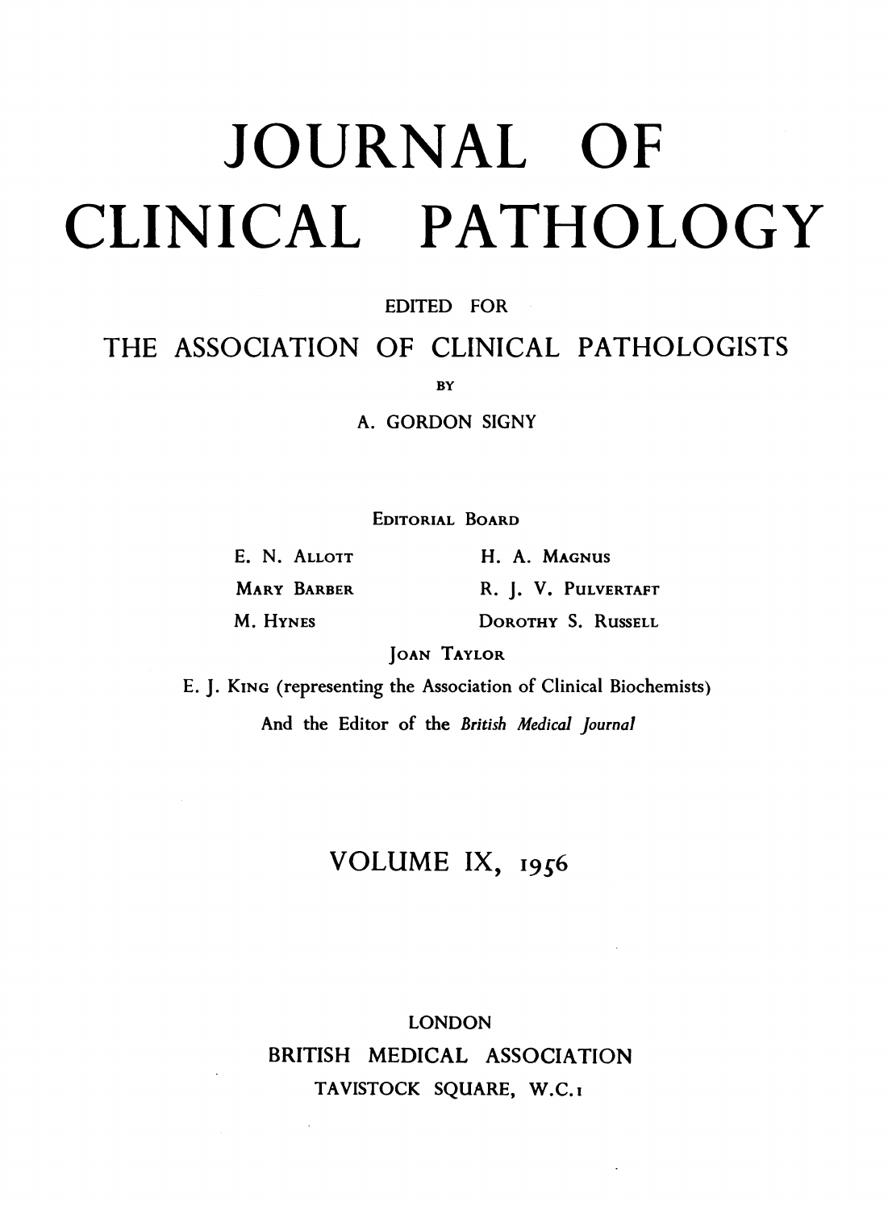# JOURNAL OF CLINICAL PATHOLOGY

EDITED FOR

THE ASSOCIATION OF CLINICAL PATHOLOGISTS

BY

A. GORDON SIGNY

EDITORIAL BOARD

E. N. ALLOTT — H. A. MAGNUS

MARY BARBER — R. J. V. PULVERTAFT

M. HYNES — DOROTHY S. RUSSELL

JOAN TAYLOR

E. J. KING (representing the Association of Clinical Biochemists)

And the Editor of the *British Medical Journal*

## VOLUME IX, 1956

LONDON

BRITISH MEDICAL ASSOCIATION

TAVISTOCK SQUARE, W.C.1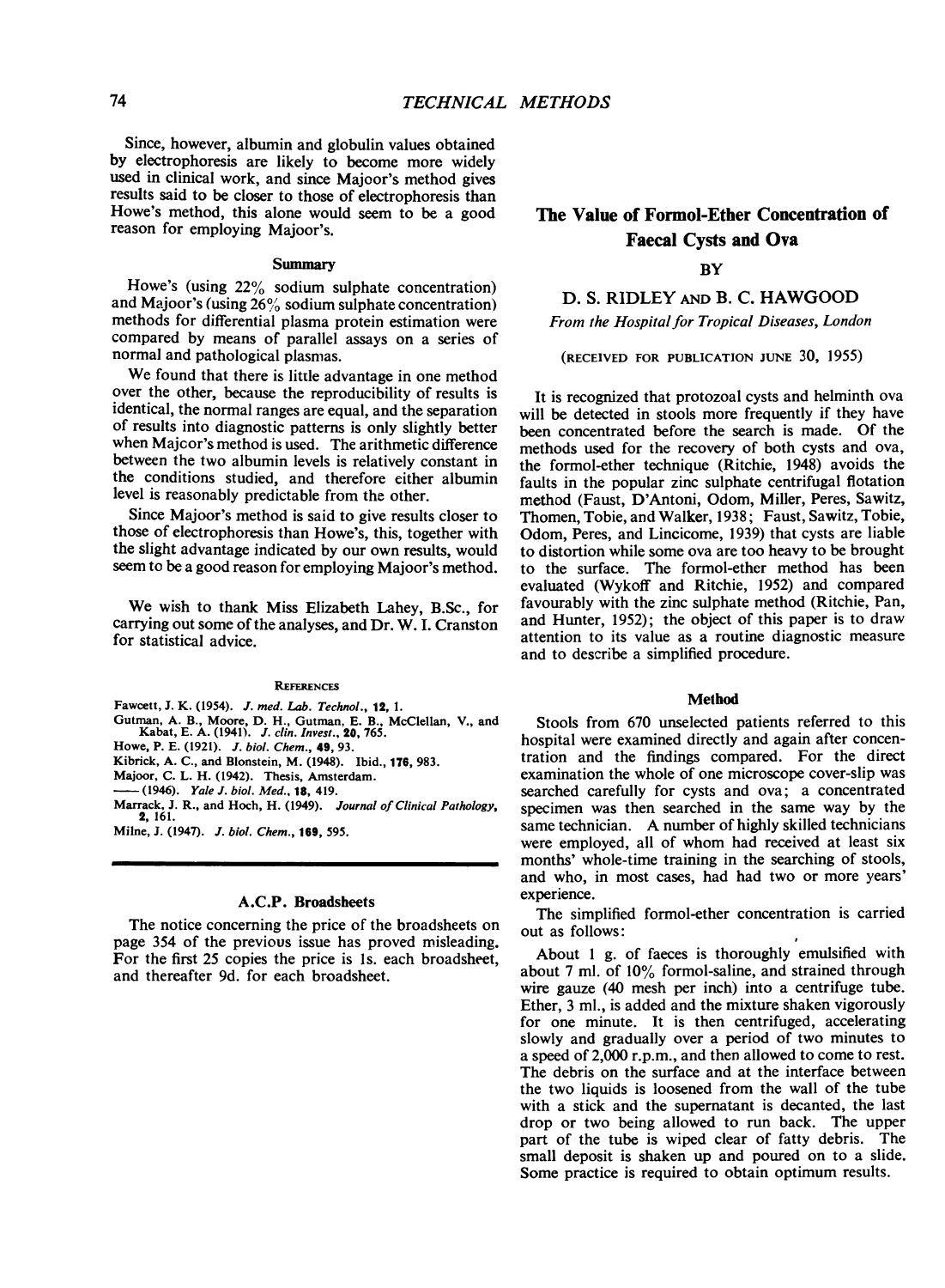Since, however, albumin and globulin values obtained by electrophoresis are likely to become more widely used in clinical work, and since Majoor's method gives results said to be closer to those of electrophoresis than Howe's method, this alone would seem to be a good reason for employing Majoor's.

### Summary

Howe's (using 22% sodium sulphate concentration) and Majoor's (using 26% sodium sulphate concentration) methods for differential plasma protein estimation were compared by means of parallel assays on a series of normal and pathological plasmas.

We found that there is little advantage in one method over the other, because the reproducibility of results is identical, the normal ranges are equal, and the separation of results into diagnostic patterns is only slightly better when Majoor's method is used. The arithmetic difference between the two albumin levels is relatively constant in the conditions studied, and therefore either albumin level is reasonably predictable from the other.

Since Majoor's method is said to give results closer to those of electrophoresis than Howe's, this, together with the slight advantage indicated by our own results, would seem to be a good reason for employing Majoor's method.

We wish to thank Miss Elizabeth Lahey, B.Sc., for carrying out some of the analyses, and Dr. W. I. Cranston for statistical advice.

### References

Fawcett, J. K. (1954). *J. med. Lab. Technol.*, **12**, 1.
Gutman, A. B., Moore, D. H., Gutman, E. B., McClellan, V., and Kabat, E. A. (1941). *J. clin. Invest.*, **20**, 765.
Howe, P. E. (1921). *J. biol. Chem.*, **49**, 93.
Kibrick, A. C., and Blonstein, M. (1948). Ibid., **176**, 983.
Majoor, C. L. H. (1942). Thesis, Amsterdam.
—— (1946). *Yale J. biol. Med.*, **18**, 419.
Marrack, J. R., and Hoch, H. (1949). *Journal of Clinical Pathology*, **2**, 161.
Milne, J. (1947). *J. biol. Chem.*, **169**, 595.

### A.C.P. Broadsheets

The notice concerning the price of the broadsheets on page 354 of the previous issue has proved misleading. For the first 25 copies the price is 1s. each broadsheet, and thereafter 9d. for each broadsheet.

## The Value of Formol-Ether Concentration of Faecal Cysts and Ova

BY

D. S. RIDLEY AND B. C. HAWGOOD

*From the Hospital for Tropical Diseases, London*

(RECEIVED FOR PUBLICATION JUNE 30, 1955)

It is recognized that protozoal cysts and helminth ova will be detected in stools more frequently if they have been concentrated before the search is made. Of the methods used for the recovery of both cysts and ova, the formol-ether technique (Ritchie, 1948) avoids the faults in the popular zinc sulphate centrifugal flotation method (Faust, D'Antoni, Odom, Miller, Peres, Sawitz, Thomen, Tobie, and Walker, 1938; Faust, Sawitz, Tobie, Odom, Peres, and Lincicome, 1939) that cysts are liable to distortion while some ova are too heavy to be brought to the surface. The formol-ether method has been evaluated (Wykoff and Ritchie, 1952) and compared favourably with the zinc sulphate method (Ritchie, Pan, and Hunter, 1952); the object of this paper is to draw attention to its value as a routine diagnostic measure and to describe a simplified procedure.

### Method

Stools from 670 unselected patients referred to this hospital were examined directly and again after concentration and the findings compared. For the direct examination the whole of one microscope cover-slip was searched carefully for cysts and ova; a concentrated specimen was then searched in the same way by the same technician. A number of highly skilled technicians were employed, all of whom had received at least six months' whole-time training in the searching of stools, and who, in most cases, had had two or more years' experience.

The simplified formol-ether concentration is carried out as follows:

About 1 g. of faeces is thoroughly emulsified with about 7 ml. of 10% formol-saline, and strained through wire gauze (40 mesh per inch) into a centrifuge tube. Ether, 3 ml., is added and the mixture shaken vigorously for one minute. It is then centrifuged, accelerating slowly and gradually over a period of two minutes to a speed of 2,000 r.p.m., and then allowed to come to rest. The debris on the surface and at the interface between the two liquids is loosened from the wall of the tube with a stick and the supernatant is decanted, the last drop or two being allowed to run back. The upper part of the tube is wiped clear of fatty debris. The small deposit is shaken up and poured on to a slide. Some practice is required to obtain optimum results.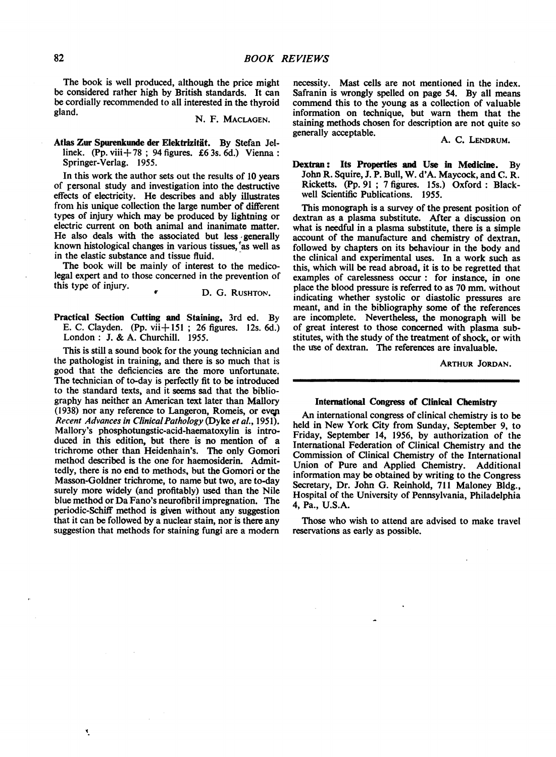The book is well produced, although the price might be considered rather high by British standards. It can be cordially recommended to all interested in the thyroid gland.

N. F. MACLAGEN.

**Atlas Zur Spurenkunde der Elektrizität.** By Stefan Jellinek. (Pp. viii + 78; 94 figures. £6 3s. 6d.) Vienna: Springer-Verlag. 1955.

In this work the author sets out the results of 10 years of personal study and investigation into the destructive effects of electricity. He describes and ably illustrates from his unique collection the large number of different types of injury which may be produced by lightning or electric current on both animal and inanimate matter. He also deals with the associated but less generally known histological changes in various tissues, as well as in the elastic substance and tissue fluid.

The book will be mainly of interest to the medico-legal expert and to those concerned in the prevention of this type of injury.

D. G. RUSHTON.

**Practical Section Cutting and Staining,** 3rd ed. By E. C. Clayden. (Pp. vii + 151; 26 figures. 12s. 6d.) London: J. & A. Churchill. 1955.

This is still a sound book for the young technician and the pathologist in training, and there is so much that is good that the deficiencies are the more unfortunate. The technician of to-day is perfectly fit to be introduced to the standard texts, and it seems sad that the bibliography has neither an American text later than Mallory (1938) nor any reference to Langeron, Romeis, or even *Recent Advances in Clinical Pathology* (Dyke *et al.*, 1951). Mallory's phosphotungstic-acid-haematoxylin is introduced in this edition, but there is no mention of a trichrome other than Heidenhain's. The only Gomori method described is the one for haemosiderin. Admittedly, there is no end to methods, but the Gomori or the Masson-Goldner trichrome, to name but two, are to-day surely more widely (and profitably) used than the Nile blue method or Da Fano's neurofibril impregnation. The periodic-Schiff method is given without any suggestion that it can be followed by a nuclear stain, nor is there any suggestion that methods for staining fungi are a modern necessity. Mast cells are not mentioned in the index. Safranin is wrongly spelled on page 54. By all means commend this to the young as a collection of valuable information on technique, but warn them that the staining methods chosen for description are not quite so generally acceptable.

A. C. LENDRUM.

**Dextran: Its Properties and Use in Medicine.** By John R. Squire, J. P. Bull, W. d'A. Maycock, and C. R. Ricketts. (Pp. 91; 7 figures. 15s.) Oxford: Blackwell Scientific Publications. 1955.

This monograph is a survey of the present position of dextran as a plasma substitute. After a discussion on what is needful in a plasma substitute, there is a simple account of the manufacture and chemistry of dextran, followed by chapters on its behaviour in the body and the clinical and experimental uses. In a work such as this, which will be read abroad, it is to be regretted that examples of carelessness occur: for instance, in one place the blood pressure is referred to as 70 mm. without indicating whether systolic or diastolic pressures are meant, and in the bibliography some of the references are incomplete. Nevertheless, the monograph will be of great interest to those concerned with plasma substitutes, with the study of the treatment of shock, or with the use of dextran. The references are invaluable.

ARTHUR JORDAN.

## International Congress of Clinical Chemistry

An international congress of clinical chemistry is to be held in New York City from Sunday, September 9, to Friday, September 14, 1956, by authorization of the International Federation of Clinical Chemistry and the Commission of Clinical Chemistry of the International Union of Pure and Applied Chemistry. Additional information may be obtained by writing to the Congress Secretary, Dr. John G. Reinhold, 711 Maloney Bldg., Hospital of the University of Pennsylvania, Philadelphia 4, Pa., U.S.A.

Those who wish to attend are advised to make travel reservations as early as possible.